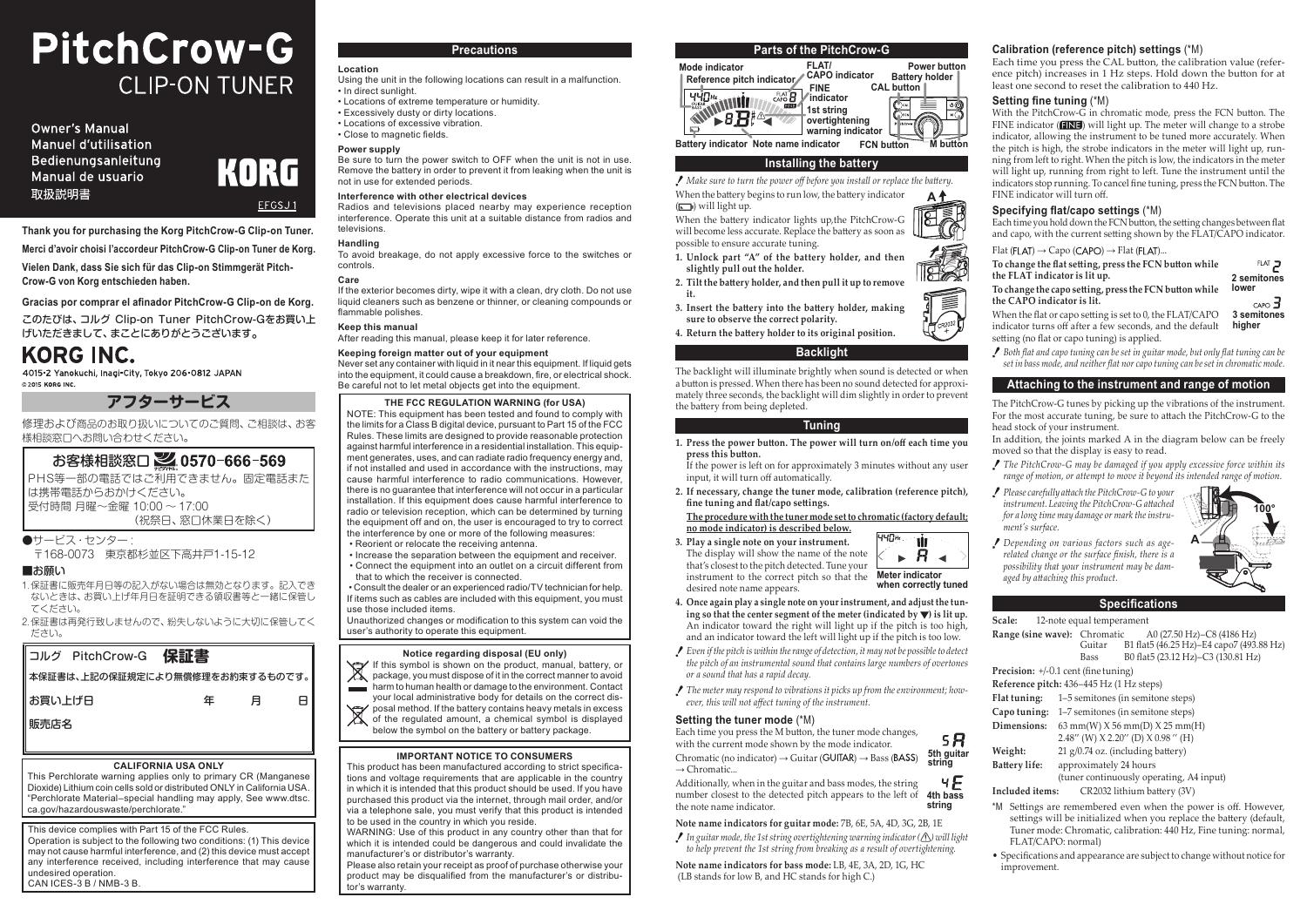# PitchCrow-G

## CLIP-ON TUNER

Owner's Manual
Manuel d'utilisation
Bedienungsanleitung
Manual de usuario
取扱説明書

KORG

EFGSJ1

**Thank you for purchasing the Korg PitchCrow-G Clip-on Tuner.**

**Merci d'avoir choisi l'accordeur PitchCrow-G Clip-on Tuner de Korg.**

**Vielen Dank, dass Sie sich für das Clip-on Stimmgerät Pitch-Crow-G von Korg entschieden haben.**

**Gracias por comprar el afinador PitchCrow-G Clip-on de Korg.**

このたびは、コルグ Clip-on Tuner PitchCrow-Gをお買い上げいただきまして、まことにありがとうございます。

**KORG INC.**

4015-2 Yanokuchi, Inagi-City, Tokyo 206-0812 JAPAN
© 2015 KORG INC.

## アフターサービス

修理および商品のお取り扱いについてのご質問、ご相談は、お客様相談窓口へお問い合わせください。

**お客様相談窓口 0570-666-569**

PHS等一部の電話ではご利用できません。固定電話または携帯電話からおかけください。
受付時間 月曜～金曜 10:00 ～ 17:00
（祝祭日、窓口休業日を除く）

●サービス・センター：
〒168-0073　東京都杉並区下高井戸1-15-12

■お願い

1. 保証書に販売年月日等の記入がない場合は無効となります。記入できないときは、お買い上げ年月日を証明できる領収書等と一緒に保管してください。
2. 保証書は再発行致しませんので、紛失しないように大切に保管してください。

| コルグ　PitchCrow-G　**保証書** |
|---|
| 本保証書は、上記の保証規定により無償修理をお約束するものです。 |
| お買い上げ日　　　　　　　年　　　月　　　日 |
| 販売店名 |

**CALIFORNIA USA ONLY**

This Perchlorate warning applies only to primary CR (Manganese Dioxide) Lithium coin cells sold or distributed ONLY in California USA. "Perchlorate Material–special handling may apply, See www.dtsc.ca.gov/hazardouswaste/perchlorate."

This device complies with Part 15 of the FCC Rules.
Operation is subject to the following two conditions: (1) This device may not cause harmful interference, and (2) this device must accept any interference received, including interference that may cause undesired operation.
CAN ICES-3 B / NMB-3 B.

## Precautions

### Location

Using the unit in the following locations can result in a malfunction.

- In direct sunlight.
- Locations of extreme temperature or humidity.
- Excessively dusty or dirty locations.
- Locations of excessive vibration.
- Close to magnetic fields.

### Power supply

Be sure to turn the power switch to OFF when the unit is not in use. Remove the battery in order to prevent it from leaking when the unit is not in use for extended periods.

### Interference with other electrical devices

Radios and televisions placed nearby may experience reception interference. Operate this unit at a suitable distance from radios and televisions.

### Handling

To avoid breakage, do not apply excessive force to the switches or controls.

### Care

If the exterior becomes dirty, wipe it with a clean, dry cloth. Do not use liquid cleaners such as benzene or thinner, or cleaning compounds or flammable polishes.

### Keep this manual

After reading this manual, please keep it for later reference.

### Keeping foreign matter out of your equipment

Never set any container with liquid in it near this equipment. If liquid gets into the equipment, it could cause a breakdown, fire, or electrical shock. Be careful not to let metal objects get into the equipment.

**THE FCC REGULATION WARNING (for USA)**

NOTE: This equipment has been tested and found to comply with the limits for a Class B digital device, pursuant to Part 15 of the FCC Rules. These limits are designed to provide reasonable protection against harmful interference in a residential installation. This equipment generates, uses, and can radiate radio frequency energy and, if not installed and used in accordance with the instructions, may cause harmful interference to radio communications. However, there is no guarantee that interference will not occur in a particular installation. If this equipment does cause harmful interference to radio or television reception, which can be determined by turning the equipment off and on, the user is encouraged to try to correct the interference by one or more of the following measures:

- Reorient or relocate the receiving antenna.
- Increase the separation between the equipment and receiver.
- Connect the equipment into an outlet on a circuit different from that to which the receiver is connected.
- Consult the dealer or an experienced radio/TV technician for help.

If items such as cables are included with this equipment, you must use those included items.
Unauthorized changes or modification to this system can void the user's authority to operate this equipment.

**Notice regarding disposal (EU only)**

If this symbol is shown on the product, manual, battery, or package, you must dispose of it in the correct manner to avoid harm to human health or damage to the environment. Contact your local administrative body for details on the correct disposal method. If the battery contains heavy metals in excess of the regulated amount, a chemical symbol is displayed below the symbol on the battery or battery package.

**IMPORTANT NOTICE TO CONSUMERS**

This product has been manufactured according to strict specifications and voltage requirements that are applicable in the country in which it is intended that this product should be used. If you have purchased this product via the internet, through mail order, and/or via a telephone sale, you must verify that this product is intended to be used in the country in which you reside.
WARNING: Use of this product in any country other than that for which it is intended could be dangerous and could invalidate the manufacturer's or distributor's warranty.
Please also retain your receipt as proof of purchase otherwise your product may be disqualified from the manufacturer's or distributor's warranty.

## Parts of the PitchCrow-G

Mode indicator, Reference pitch indicator, FLAT/CAPO indicator, FINE indicator, 1st string overtightening warning indicator, Battery indicator, Note name indicator, Power button, Battery holder, CAL button, FCN button, M button

## Installing the battery

*Make sure to turn the power off before you install or replace the battery.*

When the battery begins to run low, the battery indicator will light up.

When the battery indicator lights up, the PitchCrow-G will become less accurate. Replace the battery as soon as possible to ensure accurate tuning.

1. **Unlock part "A" of the battery holder, and then slightly pull out the holder.**
2. **Tilt the battery holder, and then pull it up to remove it.**
3. **Insert the battery into the battery holder, making sure to observe the correct polarity.**
4. **Return the battery holder to its original position.**

## Backlight

The backlight will illuminate brightly when sound is detected or when a button is pressed. When there has been no sound detected for approximately three seconds, the backlight will dim slightly in order to prevent the battery from being depleted.

## Tuning

1. **Press the power button. The power will turn on/off each time you press this button.**
   If the power is left on for approximately 3 minutes without any user input, it will turn off automatically.
2. **If necessary, change the tuner mode, calibration (reference pitch), fine tuning and flat/capo settings.**
   **The procedure with the tuner mode set to chromatic (factory default; no mode indicator) is described below.**
3. **Play a single note on your instrument.**
   The display will show the name of the note that's closest to the pitch detected. Tune your instrument to the correct pitch so that the desired note name appears.
   Meter indicator when correctly tuned
4. **Once again play a single note on your instrument, and adjust the tuning so that the center segment of the meter (indicated by ▼) is lit up.**
   An indicator toward the right will light up if the pitch is too high, and an indicator toward the left will light up if the pitch is too low.

*Even if the pitch is within the range of detection, it may not be possible to detect the pitch of an instrumental sound that contains large numbers of overtones or a sound that has a rapid decay.*

*The meter may respond to vibrations it picks up from the environment; however, this will not affect tuning of the instrument.*

### Setting the tuner mode (*M)

Each time you press the M button, the tuner mode changes, with the current mode shown by the mode indicator.

Chromatic (no indicator) → Guitar (GUITAR) → Bass (BASS) → Chromatic...

Additionally, when in the guitar and bass modes, the string number closest to the detected pitch appears to the left of the note name indicator.

5th guitar string / 4th bass string

**Note name indicators for guitar mode:** 7B, 6E, 5A, 4D, 3G, 2B, 1E

*In guitar mode, the 1st string overtightening warning indicator (⚠) will light to help prevent the 1st string from breaking as a result of overtightening.*

**Note name indicators for bass mode:** LB, 4E, 3A, 2D, 1G, HC
(LB stands for low B, and HC stands for high C.)

### Calibration (reference pitch) settings (*M)

Each time you press the CAL button, the calibration value (reference pitch) increases in 1 Hz steps. Hold down the button for at least one second to reset the calibration to 440 Hz.

### Setting fine tuning (*M)

With the PitchCrow-G in chromatic mode, press the FCN button. The FINE indicator (FINE) will light up. The meter will change to a strobe indicator, allowing the instrument to be tuned more accurately. When the pitch is high, the strobe indicators in the meter will light up, running from left to right. When the pitch is low, the indicators in the meter will light up, running from right to left. Tune the instrument until the indicators stop running. To cancel fine tuning, press the FCN button. The FINE indicator will turn off.

### Specifying flat/capo settings (*M)

Each time you hold down the FCN button, the setting changes between flat and capo, with the current setting shown by the FLAT/CAPO indicator.

Flat (FLAT) → Capo (CAPO) → Flat (FLAT)...

**To change the flat setting, press the FCN button while the FLAT indicator is lit up.**

**To change the capo setting, press the FCN button while the CAPO indicator is lit.**

FLAT 2: 2 semitones lower
CAPO 3: 3 semitones higher

When the flat or capo setting is set to 0, the FLAT/CAPO indicator turns off after a few seconds, and the default setting (no flat or capo tuning) is applied.

*Both flat and capo tuning can be set in guitar mode, but only flat tuning can be set in bass mode, and neither flat nor capo tuning can be set in chromatic mode.*

## Attaching to the instrument and range of motion

The PitchCrow-G tunes by picking up the vibrations of the instrument. For the most accurate tuning, be sure to attach the PitchCrow-G to the head stock of your instrument.

In addition, the joints marked A in the diagram below can be freely moved so that the display is easy to read.

*The PitchCrow-G may be damaged if you apply excessive force within its range of motion, or attempt to move it beyond its intended range of motion.*

*Please carefully attach the PitchCrow-G to your instrument. Leaving the PitchCrow-G attached for a long time may damage or mark the instrument's surface.*

*Depending on various factors such as age-related change or the surface finish, there is a possibility that your instrument may be damaged by attaching this product.*

## Specifications

| | | |
|---|---|---|
| **Scale:** | 12-note equal temperament | |
| **Range (sine wave):** | Chromatic | A0 (27.50 Hz)–C8 (4186 Hz) |
| | Guitar | B1 flat5 (46.25 Hz)–E4 capo7 (493.88 Hz) |
| | Bass | B0 flat5 (23.12 Hz)–C3 (130.81 Hz) |
| **Precision:** | +/-0.1 cent (fine tuning) | |
| **Reference pitch:** | 436–445 Hz (1 Hz steps) | |
| **Flat tuning:** | 1–5 semitones (in semitone steps) | |
| **Capo tuning:** | 1–7 semitones (in semitone steps) | |
| **Dimensions:** | 63 mm(W) X 56 mm(D) X 25 mm(H) 2.48" (W) X 2.20" (D) X 0.98 " (H) | |
| **Weight:** | 21 g/0.74 oz. (including battery) | |
| **Battery life:** | approximately 24 hours (tuner continuously operating, A4 input) | |
| **Included items:** | CR2032 lithium battery (3V) | |

*M Settings are remembered even when the power is off. However, settings will be initialized when you replace the battery (default, Tuner mode: Chromatic, calibration: 440 Hz, Fine tuning: normal, FLAT/CAPO: normal)

- Specifications and appearance are subject to change without notice for improvement.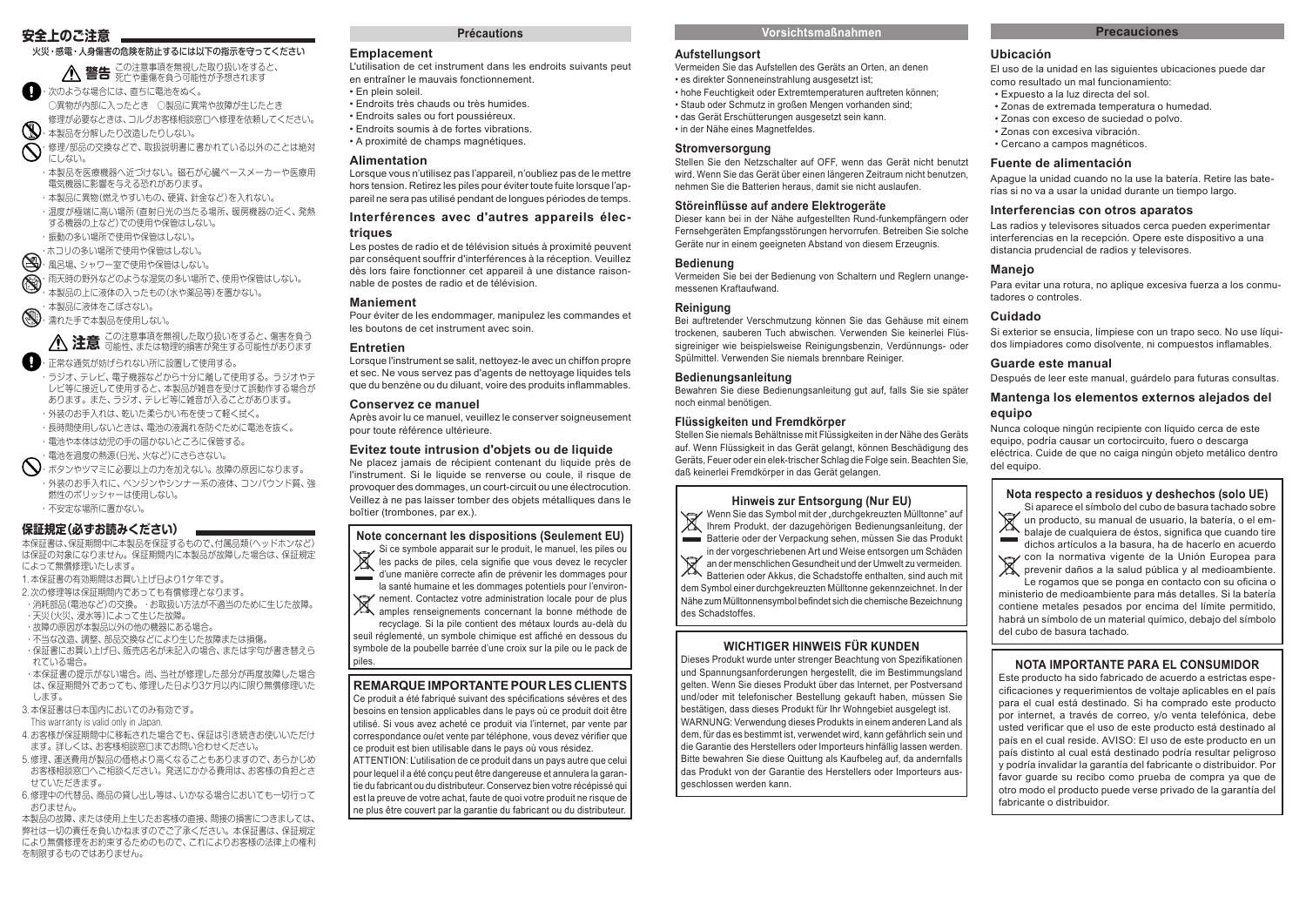# 安全上のご注意

火災・感電・人身傷害の危険を防止するには以下の指示を守ってください

**⚠ 警告** この注意事項を無視した取り扱いをすると、死亡や重傷を負う可能性が予想されます

- 次のような場合には、直ちに電池をぬく。
  ○異物が内部に入ったとき　○製品に異常や故障が生じたとき
  修理が必要なときは、コルグお客様相談窓口へ修理を依頼してください。
- 本製品を分解したり改造したりしない。
- 修理/部品の交換などで、取扱説明書に書かれている以外のことは絶対にしない。
- 本製品を医療機器へ近づけない。磁石が心臓ペースメーカーや医療用電気機器に影響を与える恐れがあります。
- 本製品に異物(燃えやすいもの、硬貨、針金など)を入れない。
- 温度が極端に高い場所(直射日光の当たる場所、暖房機器の近く、発熱する機器の上など)で使用や保管はしない。
- 振動の多い場所で使用や保管はしない。
- ホコリの多い場所で使用や保管はしない。
- 風呂場、シャワー室で使用や保管はしない。
- 雨天時の野外のように湿気の多い場所で、使用や保管はしない。
- 本製品の上に液体の入ったもの(水や薬品等)を置かない。
- 本製品に液体をこぼさない。
- 濡れた手で本製品を使用しない。

**⚠ 注意** この注意事項を無視した取り扱いをすると、傷害を負う可能性、または物理的損害が発生する可能性があります

- 正常な通気が妨げられない所に設置して使用する。
- ラジオ、テレビ、電子機器などから十分に離して使用する。ラジオやテレビ等に接近して使用すると、本製品が雑音を受けて誤動作する場合があります。また、ラジオ、テレビ等に雑音が入ることがあります。
- 外装のお手入れは、乾いた柔らかい布を使って軽く拭く。
- 長時間使用しないときは、電池の液漏れを防ぐために電池を抜く。
- 電池や本体は幼児の手の届かないところに保管する。
- 電池を過度の熱源(日光、火など)にさらさない。
- ボタンやツマミに必要以上の力を加えない。故障の原因になります。
- 外装のお手入れに、ベンジンやシンナー系の液体、コンパウンド質、強燃性のポリッシャーは使用しない。
- 不安定な場所に置かない。

## 保証規定(必ずお読みください)

本保証書は、保証期間中に本製品を保証するもので、付属品類(ヘッドホンなど)は保証の対象になりません。保証期間内に本製品が故障した場合は、保証規定によって無償修理いたします。

1. 本保証書の有効期間はお買い上げ日より1ケ年です。
2. 次の修理等は保証期間内であっても有償修理となります。
   - 消耗部品(電池など)の交換。・お取扱い方法が不適当のために生じた故障。
   - 天災(火災、浸水等)によって生じた故障。
   - 故障の原因が本製品以外の他の機器にある場合。
   - 不当な改造、調整、部品交換などにより生じた故障または損傷。
   - 保証書にお買い上げ日、販売店名が未記入の場合、または字句が書き替えられている場合。
   - 本保証書の提示がない場合。尚、当社が修理した部分が再度故障した場合は、保証期間外であっても、修理した日より3ケ月以内に限り無償修理いたします。
3. 本保証書は日本国内においてのみ有効です。
   This warranty is valid only in Japan.
4. お客様が保証期間中に移転された場合でも、保証は引き続きお使いいただけます。詳しくは、お客様相談窓口までお問い合わせください。
5. 修理、運送費用が製品の価格より高くなることもありますので、あらかじめお客様相談窓口へご相談ください。発送にかかる費用は、お客様の負担とさせていただきます。
6. 修理中の代替品、商品の貸し出し等は、いかなる場合においても一切行っておりません。

本製品の故障、または使用上生じたお客様の直接、間接の損害につきましては、弊社は一切の責任を負いかねますのでご了承ください。本保証書は、保証規定により無償修理をお約束するためのもので、これによりお客様の法律上の権利を制限するものではありません。

# Précautions

## Emplacement

L'utilisation de cet instrument dans les endroits suivants peut en entraîner le mauvais fonctionnement.

- En plein soleil.
- Endroits très chauds ou très humides.
- Endroits sales ou fort poussiéreux.
- Endroits soumis à de fortes vibrations.
- A proximité de champs magnétiques.

## Alimentation

Lorsque vous n'utilisez pas l'appareil, n'oubliez pas de le mettre hors tension. Retirez les piles pour éviter toute fuite lorsque l'appareil ne sera pas utilisé pendant de longues périodes de temps.

## Interférences avec d'autres appareils électriques

Les postes de radio et de télévision situés à proximité peuvent par conséquent souffrir d'interférences à la réception. Veuillez dès lors faire fonctionner cet appareil à une distance raisonnable de postes de radio et de télévision.

## Maniement

Pour éviter de les endommager, manipulez les commandes et les boutons de cet instrument avec soin.

## Entretien

Lorsque l'instrument se salit, nettoyez-le avec un chiffon propre et sec. Ne vous servez pas d'agents de nettoyage liquides tels que du benzène ou du diluant, voire des produits inflammables.

## Conservez ce manuel

Après avoir lu ce manuel, veuillez le conserver soigneusement pour toute référence ultérieure.

## Evitez toute intrusion d'objets ou de liquide

Ne placez jamais de récipient contenant du liquide près de l'instrument. Si le liquide se renverse ou coule, il risque de provoquer des dommages, un court-circuit ou une électrocution. Veillez à ne pas laisser tomber des objets métalliques dans le boîtier (trombones, par ex.).

### Note concernant les dispositions (Seulement EU)

Si ce symbole apparait sur le produit, le manuel, les piles ou les packs de piles, cela signifie que vous devez le recycler d'une manière correcte afin de prévenir les dommages pour la santé humaine et les dommages potentiels pour l'environnement. Contactez votre administration locale pour de plus amples renseignements concernant la bonne méthode de recyclage. Si la pile contient des métaux lourds au-delà du seuil réglementé, un symbole chimique est affiché en dessous du symbole de la poubelle barrée d'une croix sur la pile ou le pack de piles.

### REMARQUE IMPORTANTE POUR LES CLIENTS

Ce produit a été fabriqué suivant des spécifications sévères et des besoins en tension applicables dans le pays où ce produit doit être utilisé. Si vous avez acheté ce produit via l'internet, par vente par correspondance ou/et vente par téléphone, vous devez vérifier que ce produit est bien utilisable dans le pays où vous résidez.

ATTENTION: L'utilisation de ce produit dans un pays autre que celui pour lequel il a été conçu peut être dangereuse et annulera la garantie du fabricant ou du distributeur. Conservez bien votre récépissé qui est la preuve de votre achat, faute de quoi votre produit ne risque de ne plus être couvert par la garantie du fabricant ou du distributeur.

# Vorsichtsmaßnahmen

## Aufstellungsort

Vermeiden Sie das Aufstellen des Geräts an Orten, an denen

- es direkter Sonneneinstrahlung ausgesetzt ist;
- hohe Feuchtigkeit oder Extremtemperaturen auftreten können;
- Staub oder Schmutz in großen Mengen vorhanden sind;
- das Gerät Erschütterungen ausgesetzt sein kann.
- in der Nähe eines Magnetfeldes.

## Stromversorgung

Stellen Sie den Netzschalter auf OFF, wenn das Gerät nicht benutzt wird. Wenn Sie das Gerät über einen längeren Zeitraum nicht benutzen, nehmen Sie die Batterien heraus, damit sie nicht auslaufen.

## Störeinflüsse auf andere Elektrogeräte

Dieser kann bei in der Nähe aufgestellten Rund-funkempfängern oder Fernsehgeräten Empfangsstörungen hervorrufen. Betreiben Sie solche Geräte nur in einem geeigneten Abstand von diesem Erzeugnis.

## Bedienung

Vermeiden Sie bei der Bedienung von Schaltern und Reglern unangemessenen Kraftaufwand.

## Reinigung

Bei auftretender Verschmutzung können Sie das Gehäuse mit einem trockenen, sauberen Tuch abwischen. Verwenden Sie keinerlei Flüssigreiniger wie beispielsweise Reinigungsbenzin, Verdünnungs- oder Spülmittel. Verwenden Sie niemals brennbare Reiniger.

## Bedienungsanleitung

Bewahren Sie diese Bedienungsanleitung gut auf, falls Sie sie später noch einmal benötigen.

## Flüssigkeiten und Fremdkörper

Stellen Sie niemals Behältnisse mit Flüssigkeiten in der Nähe des Geräts auf. Wenn Flüssigkeit in das Gerät gelangt, können Beschädigung des Geräts, Feuer oder ein elek-trischer Schlag die Folge sein. Beachten Sie, daß keinerlei Fremdkörper in das Gerät gelangen.

### Hinweis zur Entsorgung (Nur EU)

Wenn Sie das Symbol mit der „durchgekreuzten Mülltonne" auf Ihrem Produkt, der dazugehörigen Bedienungsanleitung, der Batterie oder der Verpackung sehen, müssen Sie das Produkt in der vorgeschriebenen Art und Weise entsorgen um Schäden an der menschlichen Gesundheit und der Umwelt zu vermeiden. Batterien oder Akkus, die Schadstoffe enthalten, sind auch mit dem Symbol einer durchgekreuzten Mülltonne gekennzeichnet. In der Nähe zum Mülltonnensymbol befindet sich die chemische Bezeichnung des Schadstoffes.

### WICHTIGER HINWEIS FÜR KUNDEN

Dieses Produkt wurde unter strenger Beachtung von Spezifikationen und Spannungsanforderungen hergestellt, die im Bestimmungsland gelten. Wenn Sie dieses Produkt über das Internet, per Postversand und/oder mit telefonischer Bestellung gekauft haben, müssen Sie bestätigen, dass dieses Produkt für Ihr Wohngebiet ausgelegt ist.

WARNUNG: Verwendung dieses Produkts in einem anderen Land als dem, für das es bestimmt ist, verwendet wird, kann gefährlich sein und die Garantie des Herstellers oder Importeurs hinfällig lassen werden. Bitte bewahren Sie diese Quittung als Kaufbeleg auf, da andernfalls das Produkt von der Garantie des Herstellers oder Importeurs ausgeschlossen werden kann.

# Precauciones

## Ubicación

El uso de la unidad en las siguientes ubicaciones puede dar como resultado un mal funcionamiento:

- Expuesto a la luz directa del sol.
- Zonas de extremada temperatura o humedad.
- Zonas con exceso de suciedad o polvo.
- Zonas con excesiva vibración.
- Cercano a campos magnéticos.

## Fuente de alimentación

Apague la unidad cuando no la use la batería. Retire las baterías si no va a usar la unidad durante un tiempo largo.

## Interferencias con otros aparatos

Las radios y televisores situados cerca pueden experimentar interferencias en la recepción. Opere este dispositivo a una distancia prudencial de radios y televisores.

## Manejo

Para evitar una rotura, no aplique excesiva fuerza a los conmutadores o controles.

## Cuidado

Si exterior se ensucia, límpiese con un trapo seco. No use líquidos limpiadores como disolvente, ni compuestos inflamables.

## Guarde este manual

Después de leer este manual, guárdelo para futuras consultas.

## Mantenga los elementos externos alejados del equipo

Nunca coloque ningún recipiente con líquido cerca de este equipo, podría causar un cortocircuito, fuero o descarga eléctrica. Cuide de que no caiga ningún objeto metálico dentro del equipo.

### Nota respecto a residuos y deshechos (solo UE)

Si aparece el símbolo del cubo de basura tachado sobre un producto, su manual de usuario, la batería, o el embalaje de cualquiera de éstos, significa que cuando tire dichos artículos a la basura, ha de hacerlo en acuerdo con la normativa vigente de la Unión Europea para prevenir daños a la salud pública y al medioambiente. Le rogamos que se ponga en contacto con su oficina o ministerio de medioambiente para más detalles. Si la batería contiene metales pesados por encima del límite permitido, habrá un símbolo de un material químico, debajo del símbolo del cubo de basura tachado.

### NOTA IMPORTANTE PARA EL CONSUMIDOR

Este producto ha sido fabricado de acuerdo a estrictas especificaciones y requerimientos de voltaje aplicables en el país para el cual está destinado. Si ha comprado este producto por internet, a través de correo, y/o venta telefónica, debe usted verificar que el uso de este producto está destinado al país en el cual reside. AVISO: El uso de este producto en un país distinto al cual está destinado podría resultar peligroso y podría invalidar la garantía del fabricante o distribuidor. Por favor guarde su recibo como prueba de compra ya que de otro modo el producto puede verse privado de la garantía del fabricante o distribuidor.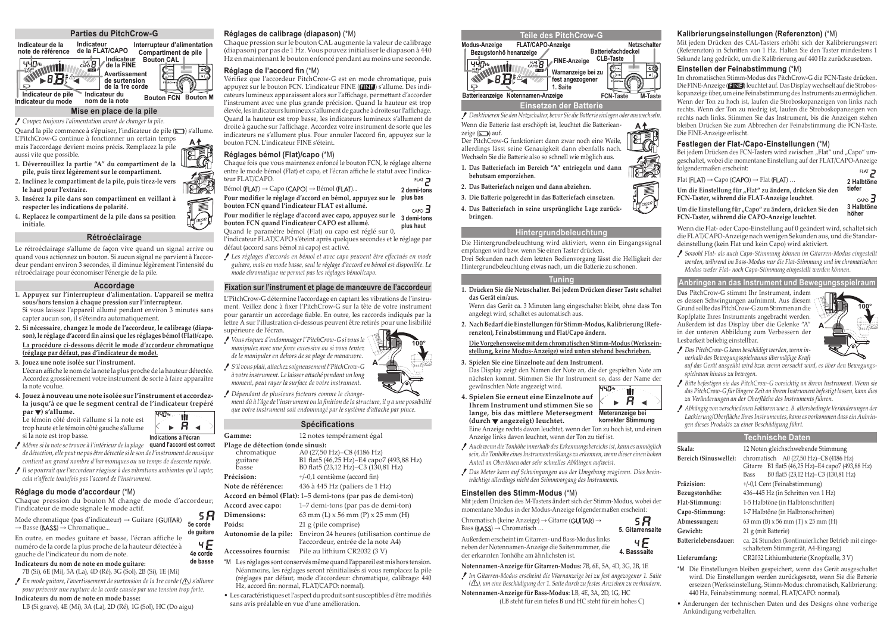## Parties du PitchCrow-G

Indicateur de la note de référence — Indicateur de la FLAT/CAPO — Interrupteur d'alimentation — Compartiment de pile — Indicateur de la FINE — Bouton CAL — Avertissement de surtension de la 1re corde — Indicateur de pile — Indicateur du mode — Indicateur du nom de la note — Bouton FCN — Bouton M

## Mise en place de la pile

*Coupez toujours l'alimentation avant de changer la pile.*

Quand la pile commence à s'épuiser, l'indicateur de pile ( ) s'allume. L'PitchCrow-G continue à fonctionner un certain temps mais l'accordage devient moins précis. Remplacez la pile aussi vite que possible.

1. **Déverrouillez la partie "A" du compartiment de la pile, puis tirez légèrement sur le compartiment.**
2. **Inclinez le compartiment de la pile, puis tirez-le vers le haut pour l'extraire.**
3. **Insérez la pile dans son compartiment en veillant à respecter les indications de polarité.**
4. **Replacez le compartiment de la pile dans sa position initiale.**

## Rétroéclairage

Le rétroéclairage s'allume de façon vive quand un signal arrive ou quand vous actionnez un bouton. Si aucun signal ne parvient à l'accordeur pendant environ 3 secondes, il diminue légèrement l'intensité du rétroéclairage pour économiser l'énergie de la pile.

## Accordage

1. **Appuyez sur l'interrupteur d'alimentation. L'appareil se mettra sous/hors tension à chaque pression sur l'interrupteur.**
   Si vous laissez l'appareil allumé pendant environ 3 minutes sans capter aucun son, il s'éteindra automatiquement.
2. **Si nécessaire, changez le mode de l'accordeur, le calibrage (diapason), le réglage d'accord fin ainsi que les réglages bémol (Flat)/capo.**
   **La procédure ci-dessous décrit le mode d'accordeur chromatique (réglage par défaut, pas d'indicateur de mode).**
3. **Jouez une note isolée sur l'instrument.**
   L'écran affiche le nom de la note la plus proche de la hauteur détectée. Accordez grossièrement votre instrument de sorte à faire apparaître la note voulue.
4. **Jouez à nouveau une note isolée sur l'instrument et accordez-la jusqu'à ce que le segment central de l'indicateur (repéré par ▼) s'allume.**
   Le témoin côté droit s'allume si la note est trop haute et le témoin côté gauche s'allume si la note est trop basse.

Indications à l'écran quand l'accord est correct

*Même si la note se trouve à l'intérieur de la plage de détection, elle peut ne pas être détectée si le son de l'instrument de musique contient un grand nombre d'harmoniques ou un temps de descente rapide.*

*Il se pourrait que l'accordeur réagisse à des vibrations ambiantes qu'il capte; cela n'affecte toutefois pas l'accord de l'instrument.*

### Réglage du mode d'accordeur (*M)

Chaque pression du bouton M change de mode d'accordeur; l'indicateur de mode signale le mode actif.

Mode chromatique (pas d'indicateur) → Guitare (GUITAR) → Basse (BASS) → Chromatique...

En outre, en modes guitare et basse, l'écran affiche le numéro de la corde la plus proche de la hauteur détectée à gauche de l'indicateur du nom de note.

5e corde de guitare — 4e corde de basse

**Indicateurs du nom de note en mode guitare:**
7B (Si), 6E (Mi), 5A (La), 4D (Ré), 3G (Sol), 2B (Si), 1E (Mi)

*En mode guitare, l'avertissement de surtension de la 1re corde (⚠) s'allume pour prévenir une rupture de la corde causée par une tension trop forte.*

**Indicateurs du nom de note en mode basse:**
LB (Si grave), 4E (Mi), 3A (La), 2D (Ré), 1G (Sol), HC (Do aigu)

### Réglages de calibrage (diapason) (*M)

Chaque pression sur le bouton CAL augmente la valeur de calibrage (diapason) par pas de 1 Hz. Vous pouvez initialiser le diapason à 440 Hz en maintenant le bouton enfoncé pendant au moins une seconde.

### Réglage de l'accord fin (*M)

Vérifiez que l'accordeur PitchCrow-G est en mode chromatique, puis appuyez sur le bouton FCN. L'indicateur FINE (FINE) s'allume. Des indicateurs lumineux apparaissent alors sur l'affichage, permettant d'accorder l'instrument avec une plus grande précision. Quand la hauteur est trop élevée, les indicateurs lumineux s'allument de gauche à droite sur l'affichage. Quand la hauteur est trop basse, les indicateurs lumineux s'allument de droite à gauche sur l'affichage. Accordez votre instrument de sorte que les indicateurs ne s'allument plus. Pour annuler l'accord fin, appuyez sur le bouton FCN. L'indicateur FINE s'éteint.

### Réglages bémol (Flat)/capo (*M)

Chaque fois que vous maintenez enfoncé le bouton FCN, le réglage alterne entre le mode bémol (Flat) et capo, et l'écran affiche le statut avec l'indicateur FLAT/CAPO.

Bémol (FLAT) → Capo (CAPO) → Bémol (FLAT)...

**Pour modifier le réglage d'accord en bémol, appuyez sur le bouton FCN quand l'indicateur FLAT est allumé.** (2 demi-tons plus bas)

**Pour modifier le réglage d'accord avec capo, appuyez sur le bouton FCN quand l'indicateur CAPO est allumé.** (3 demi-tons plus haut)

Quand le paramètre bémol (Flat) ou capo est réglé sur 0, l'indicateur FLAT/CAPO s'éteint après quelques secondes et le réglage par défaut (accord sans bémol ni capo) est activé.

*Les réglages d'accords en bémol et avec capo peuvent être effectués en mode guitare, mais en mode basse, seul le réglage d'accord en bémol est disponible. Le mode chromatique ne permet pas les réglages bémol/capo.*

## Fixation sur l'instrument et plage de manœuvre de l'accordeur

L'PitchCrow-G détermine l'accordage en captant les vibrations de l'instrument. Veillez donc à fixer l'PitchCrow-G sur la tête de votre instrument pour garantir un accordage fiable. En outre, les raccords indiqués par la lettre A sur l'illustration ci-dessous peuvent être retirés pour une lisibilité supérieure de l'écran.

*Vous risquez d'endommager l'PitchCrow-G si vous le manipulez avec une force excessive ou si vous tentez de le manipuler en dehors de sa plage de manœuvre.*

*S'il vous plaît, attachez soigneusement l'PitchCrow-G à votre instrument. Le laisser attaché pendant un long moment, peut rayer la surface de votre instrument.*

*Dépendant de plusieurs facteurs comme le changement dû à l'âge de l'instrument ou la finition de la structure, il y a une possibilité que votre instrument soit endommagé par le système d'attache par pince.*

## Spécifications

| | |
|---|---|
| **Gamme:** | 12 notes tempérament égal |
| **Plage de détection (onde sinus):** | |
| chromatique | A0 (27,50 Hz)–C8 (4186 Hz) |
| guitare | B1 flat5 (46,25 Hz)–E4 capo7 (493,88 Hz) |
| basse | B0 flat5 (23,12 Hz)–C3 (130,81 Hz) |
| **Précision:** | +/-0,1 centième (accord fin) |
| **Note de référence:** | 436 à 445 Hz (paliers de 1 Hz) |
| **Accord en bémol (Flat):** | 1–5 demi-tons (par pas de demi-ton) |
| **Accord avec capo:** | 1–7 demi-tons (par pas de demi-ton) |
| **Dimensions:** | 63 mm (L) x 56 mm (P) x 25 mm (H) |
| **Poids:** | 21 g (pile comprise) |
| **Autonomie de la pile:** | Environ 24 heures (utilisation continue de l'accordeur, entrée de la note A4) |
| **Accessoires fournis:** | Pile au lithium CR2032 (3 V) |

*M Les réglages sont conservés même quand l'appareil est mis hors tension. Néanmoins, les réglages seront réinitialisés si vous remplacez la pile (réglages par défaut, mode d'accordeur: chromatique, calibrage: 440 Hz, accord fin: normal, FLAT/CAPO: normal).

- Les caractéristiques et l'aspect du produit sont susceptibles d'être modifiés sans avis préalable en vue d'une amélioration.

## Teile des PitchCrow-G

Modus-Anzeige — FLAT/CAPO-Anzeige — Netzschalter — Bezugstonhö henanzeige — Batteriefachdeckel — CLB-Taste — FINE-Anzeige — Warnanzeige bei zu fest angezogener 1. Saite — Batterieanzeige — Notennamen-Anzeige — FCN-Taste — M-Taste

## Einsetzen der Batterie

*Deaktivieren Sie den Netzschalter, bevor Sie die Batterie einlegen oder auswechseln.*

Wenn die Batterie fast erschöpft ist, leuchtet die Batterieanzeige ( ) auf.

Der PitchCrow-G funktioniert dann zwar noch eine Weile, allerdings lässt seine Genauigkeit dann ebenfalls nach. Wechseln Sie die Batterie also so schnell wie möglich aus.

1. **Das Batteriefach im Bereich "A" entriegeln und dann behutsam emporziehen.**
2. **Das Batteriefach neigen und dann abziehen.**
3. **Die Batterie polgerecht in das Batteriefach einsetzen.**
4. **Das Batteriefach in seine ursprüngliche Lage zurückbringen.**

## Hintergrundbeleuchtung

Die Hintergrundbeleuchtung wird aktiviert, wenn ein Eingangssignal empfangen wird bzw. wenn Sie einen Taster drücken.

Drei Sekunden nach dem letzten Bedienvorgang lässt die Helligkeit der Hintergrundbeleuchtung etwas nach, um die Batterie zu schonen.

## Tuning

1. **Drücken Sie die Netzschalter. Bei jedem Drücken dieser Taste schaltet das Gerät ein/aus.**
   Wenn das Gerät ca. 3 Minuten lang eingeschaltet bleibt, ohne dass Ton angelegt wird, schaltet es automatisch aus.
2. **Nach Bedarf die Einstellungen für Stimm-Modus, Kalibrierung (Referenzton), Feinabstimmung und Flat/Capo ändern.**
   **Die Vorgehensweise mit dem chromatischen Stimm-Modus (Werkseinstellung, keine Modus-Anzeige) wird unten stehend beschrieben.**
3. **Spielen Sie eine Einzelnote auf dem Instrument.**
   Das Display zeigt den Namen der Note an, die der gespielten Note am nächsten kommt. Stimmen Sie Ihr Instrument so, dass der Name der gewünschten Note angezeigt wird.
4. **Spielen Sie erneut eine Einzelnote auf Ihrem Instrument und stimmen Sie so lange, bis das mittlere Metersegment (durch ▼ angezeigt) leuchtet.**
   Eine Anzeige rechts davon leuchtet, wenn der Ton zu hoch ist, und einen Anzeige links davon leuchtet, wenn der Ton zu tief ist.

Meteranzeige bei korrekter Stimmung

*Auch wenn die Tonhöhe innerhalb des Erkennungsbereichs ist, kann es unmöglich sein, die Tonhöhe eines Instrumentenklangs zu erkennen, wenn dieser einen hohen Anteil an Obertönen oder sehr schnelles Abklingen aufweist.*

*Das Meter kann auf Schwingungen aus der Umgebung reagieren. Dies beeinträchtigt allerdings nicht den Stimmvorgang des Instruments.*

### Einstellen des Stimm-Modus (*M)

Mit jedem Drücken des M-Tasters ändert sich der Stimm-Modus, wobei der momentane Modus in der Modus-Anzeige folgendermaßen erscheint:

Chromatisch (keine Anzeige) → Gitarre (GUITAR) → Bass (BASS) → Chromatisch ...

Außerdem erscheint im Gitarren- und Bass-Modus links neben der Notennamen-Anzeige die Saitennummer, die der erkannten Tonhöhe am ähnlichsten ist.

5. Gitarrensaite — 4. Basssaite

**Notennamen-Anzeige für Gitarren-Modus:** 7B, 6E, 5A, 4D, 3G, 2B, 1E

*Im Gitarren-Modus erscheint die Warnanzeige bei zu fest angezogener 1. Saite (⚠), um eine Beschädigung der 1. Saite durch zu festes Anziehen zu verhindern.*

**Notennamen-Anzeige für Bass-Modus:** LB, 4E, 3A, 2D, 1G, HC
(LB steht für ein tiefes B und HC steht für ein hohes C)

## Kalibrierungseinstellungen (Referenzton) (*M)

Mit jedem Drücken des CAL-Tasters erhöht sich der Kalibrierungswert (Referenzton) in Schritten von 1 Hz. Halten Sie den Taster mindestens 1 Sekunde lang gedrückt, um die Kalibrierung auf 440 Hz zurückzusetzen.

### Einstellen der Feinabstimmung (*M)

Im chromatischen Stimm-Modus des PitchCrow-G die FCN-Taste drücken. Die FINE-Anzeige (FINE) leuchtet auf. Das Display wechselt auf die Stroboskopanzeige über, um eine Feinabstimmung des Instruments zu ermöglichen. Wenn der Ton zu hoch ist, laufen die Stroboskopanzeigen von links nach rechts. Wenn der Ton zu niedrig ist, laufen die Stroboskopanzeigen von rechts nach links. Stimmen Sie das Instrument, bis die Anzeigen stehen bleiben Drücken Sie zum Abbrechen der Feinabstimmung die FCN-Taste. Die FINE-Anzeige erlischt.

### Festlegen der Flat-/Capo-Einstellungen (*M)

Bei jedem Drücken des FCN-Tasters wird zwischen „Flat" und „Capo" umgeschaltet, wobei die momentane Einstellung auf der FLAT/CAPO-Anzeige folgendermaßen erscheint:

Flat (FLAT) → Capo (CAPO) → Flat (FLAT) ...

**Um die Einstellung für „Flat" zu ändern, drücken Sie den FCN-Taster, während die FLAT-Anzeige leuchtet.** (2 Halbtöne tiefer)

**Um die Einstellung für „Capo" zu ändern, drücken Sie den FCN-Taster, während die CAPO-Anzeige leuchtet.** (3 Halbtöne höher)

Wenn die Flat- oder Capo-Einstellung auf 0 geändert wird, schaltet sich die FLAT/CAPO-Anzeige nach wenigen Sekunden aus, und die Standardeinstellung (kein Flat und kein Capo) wird aktiviert.

*Sowohl Flat- als auch Capo-Stimmung können im Gitarren-Modus eingestellt werden, während im Bass-Modus nur die Flat-Stimmung und im chromatischen Modus weder Flat- noch Capo-Stimmung eingestellt werden können.*

## Anbringen an das Instrument und Bewegungsspielraum

Das PitchCrow-G stimmt Ihr Instrument, indem es dessen Schwingungen aufnimmt. Aus diesem Grund sollte das PitchCrow-G zum Stimmen an die Kopfplatte Ihres Instruments angebracht werden. Außerdem ist das Display über die Gelenke "A" in der unteren Abbildung zum Verbessern der Lesbarkeit beliebig einstellbar.

*Das PitchCrow-G kann beschädigt werden, wenn innerhalb des Bewegungsspielraums übermäßige Kraft auf das Gerät ausgeübt wird bzw. wenn versucht wird, es über den Bewegungsspielraum hinaus zu bewegen.*

*Bitte befestigen sie das PitchCrow-G vorsichtig an Ihrem Instrument. Wenn sie das PitchCrow-G für längere Zeit an Ihrem Instrument befestigt lassen, kann dies zu Veränderungen an der Oberfläche des Instruments führen.*

*Abhängig von verschiedenen Faktoren wie z. B. altersbedingte Veränderungen der Lackierung/Oberfläche Ihres Instrumentes, kann es vorkommen dass ein Anbringen dieses Produkts zu einer Beschädigung führt.*

## Technische Daten

| | |
|---|---|
| **Skala:** | 12 Noten gleichschwebende Stimmung |
| **Bereich (Sinuswelle):** | chromatisch A0 (27,50 Hz)–C8 (4186 Hz) |
| | Gitarre B1 flat5 (46,25 Hz)–E4 capo7 (493,88 Hz) |
| | Bass B0 flat5 (23,12 Hz)–C3 (130,81 Hz) |
| **Präzision:** | +/-0,1 Cent (Feinabstimmung) |
| **Bezugstonhöhe:** | 436–445 Hz (in Schritten von 1 Hz) |
| **Flat-Stimmung:** | 1-5 Halbtöne (in Halbtonschritten) |
| **Capo-Stimmung:** | 1-7 Halbtöne (in Halbtonschritten) |
| **Abmessungen:** | 63 mm (B) x 56 mm (T) x 25 mm (H) |
| **Gewicht:** | 21 g (mit Batterie) |
| **Batterielebensdauer:** | ca. 24 Stunden (kontinuierlicher Betrieb mit eingeschaltetem Stimmgerät, A4-Eingang) |
| **Lieferumfang:** | CR2032 Lithiumbatterie (Knopfzelle, 3 V) |

*M Die Einstellungen bleiben gespeichert, wenn das Gerät ausgeschaltet wird. Die Einstellungen werden zurückgesetzt, wenn Sie die Batterie ersetzen (Werkseinstellung, Stimm-Modus: chromatisch, Kalibrierung: 440 Hz, Feinabstimmung: normal, FLAT/CAPO: normal).

- Änderungen der technischen Daten und des Designs ohne vorherige Ankündigung vorbehalten.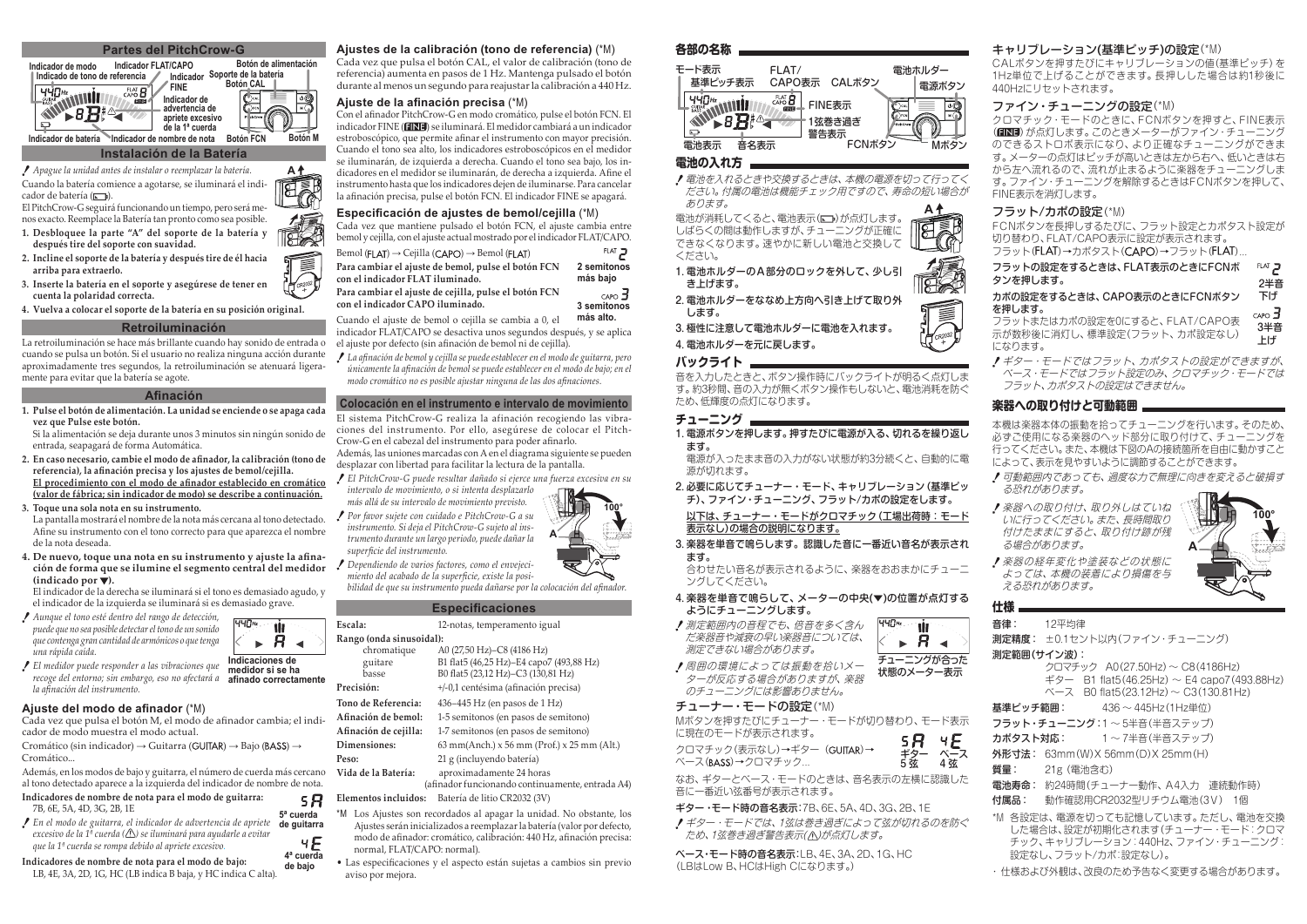## Partes del PitchCrow-G

Indicador de modo
Indicador de tono de referencia
Indicador FLAT/CAPO
Indicador FINE
Soporte de la batería
Botón de alimentación
Botón CAL
Indicador de advertencia de apriete excesivo de la 1ª cuerda
Indicador de batería
Indicador de nombre de nota
Botón FCN
Botón M

## Instalación de la Batería

*Apague la unidad antes de instalar o reemplazar la batería.*

Cuando la batería comience a agotarse, se iluminará el indicador de batería.

El PitchCrow-G seguirá funcionando un tiempo, pero será menos exacto. Reemplace la batería tan pronto como sea posible.

1. **Desbloquee la parte "A" del soporte de la batería y después tire del soporte con suavidad.**
2. **Incline el soporte de la batería y después tire de él hacia arriba para extraerlo.**
3. **Inserte la batería en el soporte y asegúrese de tener en cuenta la polaridad correcta.**
4. **Vuelva a colocar el soporte de la batería en su posición original.**

## Retroiluminación

La retroiluminación se hace más brillante cuando hay sonido de entrada o cuando se pulsa un botón. Si el usuario no realiza ninguna acción durante aproximadamente tres segundos, la retroiluminación se atenuará ligeramente para evitar que la batería se agote.

## Afinación

1. **Pulse el botón de alimentación. La unidad se enciende o se apaga cada vez que Pulse este botón.**
   Si la alimentación se deja durante unos 3 minutos sin ningún sonido de entrada, seapagará de forma Automática.
2. **En caso necesario, cambie el modo de afinador, la calibración (tono de referencia), la afinación precisa y los ajustes de bemol/cejilla.**
   **El procedimiento con el modo de afinador establecido en cromático (valor de fábrica; sin indicador de modo) se describe a continuación.**
3. **Toque una sola nota en su instrumento.**
   La pantalla mostrará el nombre de la nota más cercana al tono detectado. Afine su instrumento con el tono correcto para que aparezca el nombre de la nota deseada.
4. **De nuevo, toque una nota en su instrumento y ajuste la afinación de forma que se ilumine el segmento central del medidor (indicado por ▼).**
   El indicador de la derecha se iluminará si el tono es demasiado agudo, y el indicador de la izquierda se iluminará si es demasiado grave.

*Aunque el tono esté dentro del rango de detección, puede que no sea posible detectar el tono de un sonido que contenga gran cantidad de armónicos o que tenga una rápida caída.*

*El medidor puede responder a las vibraciones que recoge del entorno; sin embargo, eso no afectará a la afinación del instrumento.*

Indicaciones de medidor si se ha afinado correctamente

### Ajuste del modo de afinador (*M)

Cada vez que pulsa el botón M, el modo de afinador cambia; el indicador de modo muestra el modo actual.

Cromático (sin indicador) → Guitarra (GUITAR) → Bajo (BASS) → Cromático...

Además, en los modos de bajo y guitarra, el número de cuerda más cercano al tono detectado aparece a la izquierda del indicador de nombre de nota.

**Indicadores de nombre de nota para el modo de guitarra:**
7B, 6E, 5A, 4D, 3G, 2B, 1E

5ª cuerda de guitarra

*En el modo de guitarra, el indicador de advertencia de apriete excesivo de la 1ª cuerda (⚠) se iluminará para ayudarle a evitar que la 1ª cuerda se rompa debido al apriete excesivo.*

**Indicadores de nombre de nota para el modo de bajo:**
LB, 4E, 3A, 2D, 1G, HC (LB indica B baja, y HC indica C alta).

4ª cuerda de bajo

### Ajustes de la calibración (tono de referencia) (*M)

Cada vez que pulsa el botón CAL, el valor de calibración (tono de referencia) aumenta en pasos de 1 Hz. Mantenga pulsado el botón durante al menos un segundo para reajustar la calibración a 440 Hz.

### Ajuste de la afinación precisa (*M)

Con el afinador PitchCrow-G en modo cromático, pulse el botón FCN. El indicador FINE (FINE) se iluminará. El medidor cambiará a un indicador estroboscópico, que permite afinar el instrumento con mayor precisión. Cuando el tono sea alto, los indicadores estroboscópicos en el medidor se iluminarán, de izquierda a derecha. Cuando el tono sea bajo, los indicadores en el medidor se iluminarán, de derecha a izquierda. Afine el instrumento hasta que los indicadores dejen de iluminarse. Para cancelar la afinación precisa, pulse el botón FCN. El indicador FINE se apagará.

### Especificación de ajustes de bemol/cejilla (*M)

Cada vez que mantiene pulsado el botón FCN, el ajuste cambia entre bemol y cejilla, con el ajuste actual mostrado por el indicador FLAT/CAPO.

Bemol (FLAT) → Cejilla (CAPO) → Bemol (FLAT)

**Para cambiar el ajuste de bemol, pulse el botón FCN con el indicador FLAT iluminado.** — **2 semitonos más bajo**

**Para cambiar el ajuste de cejilla, pulse el botón FCN con el indicador CAPO iluminado.** — **3 semitonos más alto.**

Cuando el ajuste de bemol o cejilla se cambia a 0, el indicador FLAT/CAPO se desactiva unos segundos después, y se aplica el ajuste por defecto (sin afinación de bemol ni de cejilla).

*La afinación de bemol y cejilla se puede establecer en el modo de guitarra, pero únicamente la afinación de bemol se puede establecer en el modo de bajo; en el modo cromático no es posible ajustar ninguna de las dos afinaciones.*

## Colocación en el instrumento e intervalo de movimiento

El sistema PitchCrow-G realiza la afinación recogiendo las vibraciones del instrumento. Por ello, asegúrese de colocar el PitchCrow-G en el cabezal del instrumento para poder afinarlo.

Además, las uniones marcadas con A en el diagrama siguiente se pueden desplazar con libertad para facilitar la lectura de la pantalla.

*El PitchCrow-G puede resultar dañado si ejerce una fuerza excesiva en su intervalo de movimiento, o si intenta desplazarlo más allá de su intervalo de movimiento previsto.*

*Por favor sujete con cuidado e PitchCrow-G a su instrumento. Si deja el PitchCrow-G sujeto al instrumento durante un largo periodo, puede dañar la superficie del instrumento.*

*Dependiendo de varios factores, como el envejecimiento del acabado de la superficie, existe la posibilidad de que su instrumento pueda dañarse por la colocación del afinador.*

## Especificaciones

| | |
|---|---|
| Escala: | 12-notas, temperamento igual |
| Rango (onda sinusoidal): | |
| chromatique | A0 (27,50 Hz)–C8 (4186 Hz) |
| guitare | B1 flat5 (46,25 Hz)–E4 capo7 (493,88 Hz) |
| basse | B0 flat5 (23,12 Hz)–C3 (130,81 Hz) |
| Precisión: | +/-0,1 centésima (afinación precisa) |
| Tono de Referencia: | 436–445 Hz (en pasos de 1 Hz) |
| Afinación de bemol: | 1-5 semitonos (en pasos de semitono) |
| Afinación de cejilla: | 1-7 semitonos (en pasos de semitono) |
| Dimensiones: | 63 mm(Anch.) x 56 mm (Prof.) x 25 mm (Alt.) |
| Peso: | 21 g (incluyendo batería) |
| Vida de la Batería: | aproximadamente 24 horas (afinador funcionando continuamente, entrada A4) |
| Elementos incluidos: | Batería de litio CR2032 (3V) |

*M Los Ajustes son recordados al apagar la unidad. No obstante, los Ajustes serán inicializados a reemplazar la batería (valor por defecto, modo de afinador: cromático, calibración: 440 Hz, afinación precisa: normal, FLAT/CAPO: normal).

- Las especificaciones y el aspecto están sujetas a cambios sin previo aviso por mejora.

## 各部の名称

モード表示
基準ピッチ表示
FLAT/CAPO表示
CALボタン
電池ホルダー
電源ボタン
FINE表示
1弦巻き過ぎ警告表示
電池表示
音名表示
FCNボタン
Mボタン

## 電池の入れ方

*電池を入れるときや交換するときは、本機の電源を切って行ってください。付属の電池は機能チェック用ですので、寿命の短い場合があります。*

電池が消耗してくると、電池表示（▭）が点灯します。しばらくの間は動作しますが、チューニングが正確にできなくなります。速やかに新しい電池と交換してください。

1. 電池ホルダーのA部分のロックを外して、少し引き上げます。
2. 電池ホルダーをななめ上方向へ引き上げて取り外します。
3. 極性に注意して電池ホルダーに電池を入れます。
4. 電池ホルダーを元に戻します。

## バックライト

音を入力したときと、ボタン操作時にバックライトが明るく点灯します。約3秒間、音の入力が無くボタン操作もしないと、電池消耗を防ぐため、低輝度の点灯になります。

## チューニング

1. **電源ボタンを押します。押すたびに電源が入る、切れるを繰り返します。**
   電源が入ったまま音の入力がない状態が約3分続くと、自動的に電源が切れます。
2. **必要に応じてチューナー・モード、キャリブレーション（基準ピッチ）、ファイン・チューニング、フラット/カポの設定をします。**
   **以下は、チューナー・モードがクロマチック（工場出荷時：モード表示なし）の場合の説明になります。**
3. **楽器を単音で鳴らします。認識した音に一番近い音名が表示されます。**
   合わせたい音名が表示されるように、楽器をおおまかにチューニングしてください。
4. **楽器を単音で鳴らして、メーターの中央(▼)の位置が点灯するようにチューニングします。**

*測定範囲内の音程でも、倍音を多く含んだ楽器音や減衰の早い楽器音については、測定できない場合があります。*

*周囲の環境によっては振動を拾いメーターが反応する場合がありますが、楽器のチューニングには影響ありません。*

チューニングが合った状態のメーター表示

### チューナー・モードの設定(*M)

Mボタンを押すたびにチューナー・モードが切り替わり、モード表示に現在のモードが表示されます。

クロマチック（表示なし）→ギター（GUITAR）→ベース（BASS）→クロマチック...

ギター 5弦　ベース 4弦

なお、ギターとベース・モードのときは、音名表示の左横に認識した音に一番近い弦番号が表示されます。

**ギター・モード時の音名表示：**7B、6E、5A、4D、3G、2B、1E

*ギター・モードでは、1弦は巻き過ぎによって弦が切れるのを防ぐため、1弦巻き過ぎ警告表示(⚠)が点灯します。*

**ベース・モード時の音名表示：**LB、4E、3A、2D、1G、HC
（LBはLow B、HCはHigh Cになります。）

### キャリブレーション(基準ピッチ)の設定(*M)

CALボタンを押すたびにキャリブレーションの値(基準ピッチ)を1Hz単位で上げることができます。長押しした場合は約1秒後に440Hzにリセットされます。

### ファイン・チューニングの設定(*M)

クロマチック・モードのときに、FCNボタンを押すと、FINE表示（FINE）が点灯します。このときメーターがファイン・チューニングのできるストロボ表示になり、より正確なチューニングができます。メーターの点灯はピッチが高いときは左から右へ、低いときは右から左へ流れるので、流れが止まるように楽器をチューニングします。ファイン・チューニングを解除するときはFCNボタンを押して、FINE表示を消灯します。

### フラット/カポの設定(*M)

FCNボタンを長押しするたびに、フラット設定とカポタスト設定が切り替わり、FLAT/CAPO表示に設定が表示されます。

フラット(FLAT)→カポタスト(CAPO)→フラット(FLAT)...

**フラットの設定をするときは、FLAT表示のときにFCNボタンを押します。** — 2半音下げ

**カポの設定をするときは、CAPO表示のときにFCNボタンを押します。** — 3半音上げ

フラットまたはカポの設定を0にすると、FLAT/CAPO表示が数秒後に消灯し、標準設定（フラット、カポ設定なし）になります。

*ギター・モードではフラット、カポタストの設定ができますが、ベース・モードではフラット設定のみ、クロマチック・モードではフラット、カポタストの設定はできません。*

## 楽器への取り付けと可動範囲

本機は楽器本体の振動を拾ってチューニングを行います。そのため、必ずご使用になる楽器のヘッド部分に取り付けて、チューニングを行ってください。また、本機は下図のAの接続箇所を自由に動かすことによって、表示を見やすいように調節することができます。

*可動範囲内であっても、過度な力で無理に向きを変えると破損する恐れがあります。*

*楽器への取り付け、取り外しはていねいに行ってください。また、長時間取り付けたままにすると、取り付け跡が残る場合があります。*

*楽器の経年変化や塗装などの状態によっては、本機の装着により損傷を与える恐れがあります。*

## 仕様

| | |
|---|---|
| 音律： | 12平均律 |
| 測定精度： | ±0.1セント以内(ファイン・チューニング) |
| 測定範囲(サイン波)： | |
| クロマチック | A0(27.50Hz)〜C8(4186Hz) |
| ギター | B1 flat5(46.25Hz)〜E4 capo7(493.88Hz) |
| ベース | B0 flat5(23.12Hz)〜C3(130.81Hz) |
| 基準ピッチ範囲： | 436〜445Hz(1Hz単位) |
| フラット・チューニング： | 1〜5半音(半音ステップ) |
| カポタスト対応： | 1〜7半音(半音ステップ) |
| 外形寸法： | 63mm(W)X 56mm(D)X 25mm(H) |
| 質量： | 21g（電池含む） |
| 電池寿命： | 約24時間(チューナー動作、A4入力　連続動作時) |
| 付属品： | 動作確認用CR2032型リチウム電池(3V)　1個 |

*M 各設定は、電源を切っても記憶しています。ただし、電池を交換した場合は、設定が初期化されます(チューナー・モード：クロマチック、キャリブレーション：440Hz、ファイン・チューニング：設定なし、フラット/カポ：設定なし)。

・仕様および外観は、改良のため予告なく変更する場合があります。